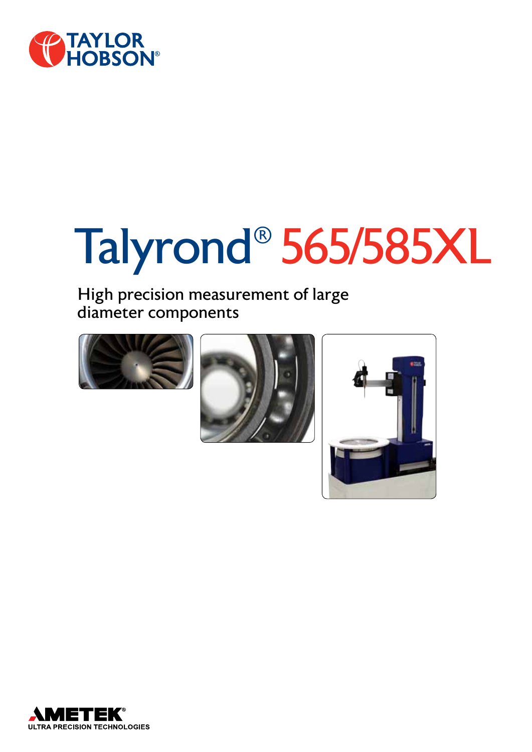TAYLOR HOBSON®

# Talyrond® 565/585XL

## High precision measurement of large diameter components

AMETEK®

ULTRA PRECISION TECHNOLOGIES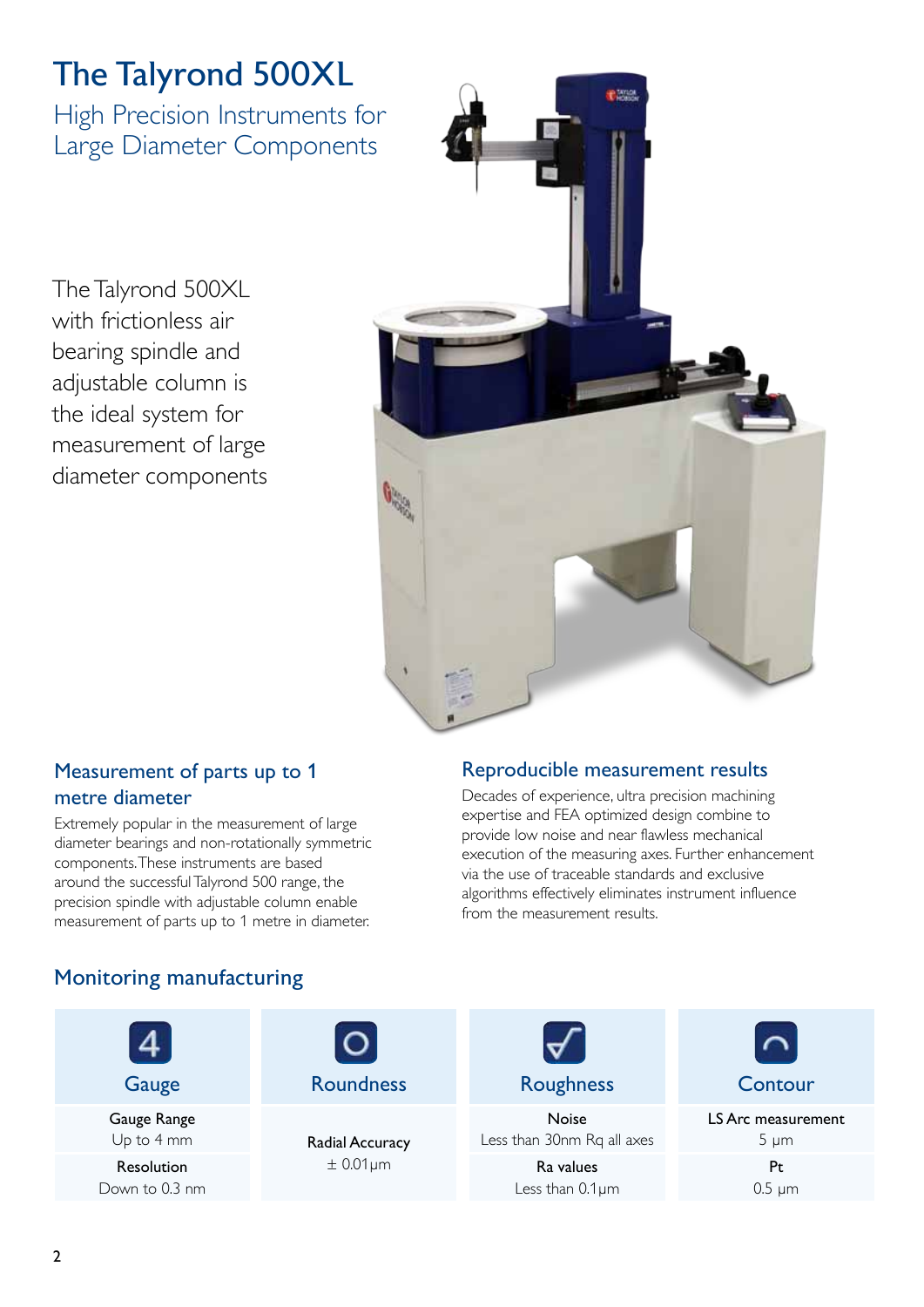# The Talyrond 500XL

## High Precision Instruments for Large Diameter Components

The Talyrond 500XL with frictionless air bearing spindle and adjustable column is the ideal system for measurement of large diameter components

### Measurement of parts up to 1 metre diameter

Extremely popular in the measurement of large diameter bearings and non-rotationally symmetric components. These instruments are based around the successful Talyrond 500 range, the precision spindle with adjustable column enable measurement of parts up to 1 metre in diameter.

### Reproducible measurement results

Decades of experience, ultra precision machining expertise and FEA optimized design combine to provide low noise and near flawless mechanical execution of the measuring axes. Further enhancement via the use of traceable standards and exclusive algorithms effectively eliminates instrument influence from the measurement results.

### Monitoring manufacturing

| Gauge | Roundness | Roughness | Contour |
|---|---|---|---|
| Gauge Range<br>Up to 4 mm | Radial Accuracy<br>± 0.01µm | Noise<br>Less than 30nm Rq all axes | LS Arc measurement<br>5 µm |
| Resolution<br>Down to 0.3 nm | | Ra values<br>Less than 0.1µm | Pt<br>0.5 µm |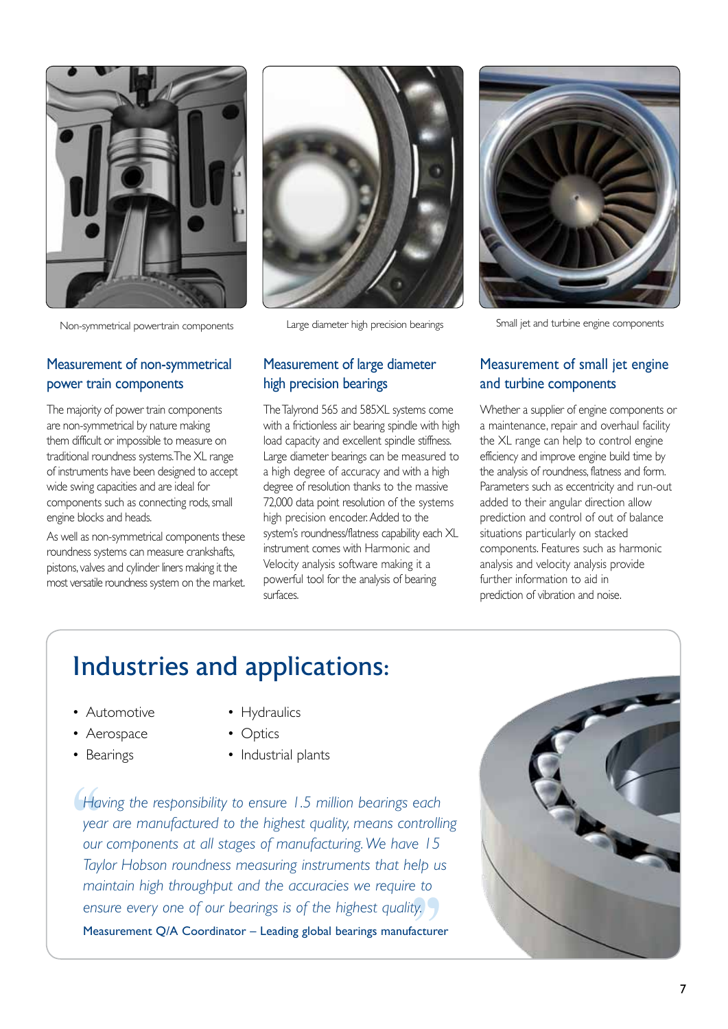Non-symmetrical powertrain components

Large diameter high precision bearings

Small jet and turbine engine components

## Measurement of non-symmetrical power train components

The majority of power train components are non-symmetrical by nature making them difficult or impossible to measure on traditional roundness systems. The XL range of instruments have been designed to accept wide swing capacities and are ideal for components such as connecting rods, small engine blocks and heads.

As well as non-symmetrical components these roundness systems can measure crankshafts, pistons, valves and cylinder liners making it the most versatile roundness system on the market.

## Measurement of large diameter high precision bearings

The Talyrond 565 and 585XL systems come with a frictionless air bearing spindle with high load capacity and excellent spindle stiffness. Large diameter bearings can be measured to a high degree of accuracy and with a high degree of resolution thanks to the massive 72,000 data point resolution of the systems high precision encoder. Added to the system's roundness/flatness capability each XL instrument comes with Harmonic and Velocity analysis software making it a powerful tool for the analysis of bearing surfaces.

## Measurement of small jet engine and turbine components

Whether a supplier of engine components or a maintenance, repair and overhaul facility the XL range can help to control engine efficiency and improve engine build time by the analysis of roundness, flatness and form. Parameters such as eccentricity and run-out added to their angular direction allow prediction and control of out of balance situations particularly on stacked components. Features such as harmonic analysis and velocity analysis provide further information to aid in prediction of vibration and noise.

# Industries and applications:

- Automotive
- Aerospace
- Bearings
- Hydraulics
- Optics
- Industrial plants

*"Having the responsibility to ensure 1.5 million bearings each year are manufactured to the highest quality, means controlling our components at all stages of manufacturing. We have 15 Taylor Hobson roundness measuring instruments that help us maintain high throughput and the accuracies we require to ensure every one of our bearings is of the highest quality."*

Measurement Q/A Coordinator – Leading global bearings manufacturer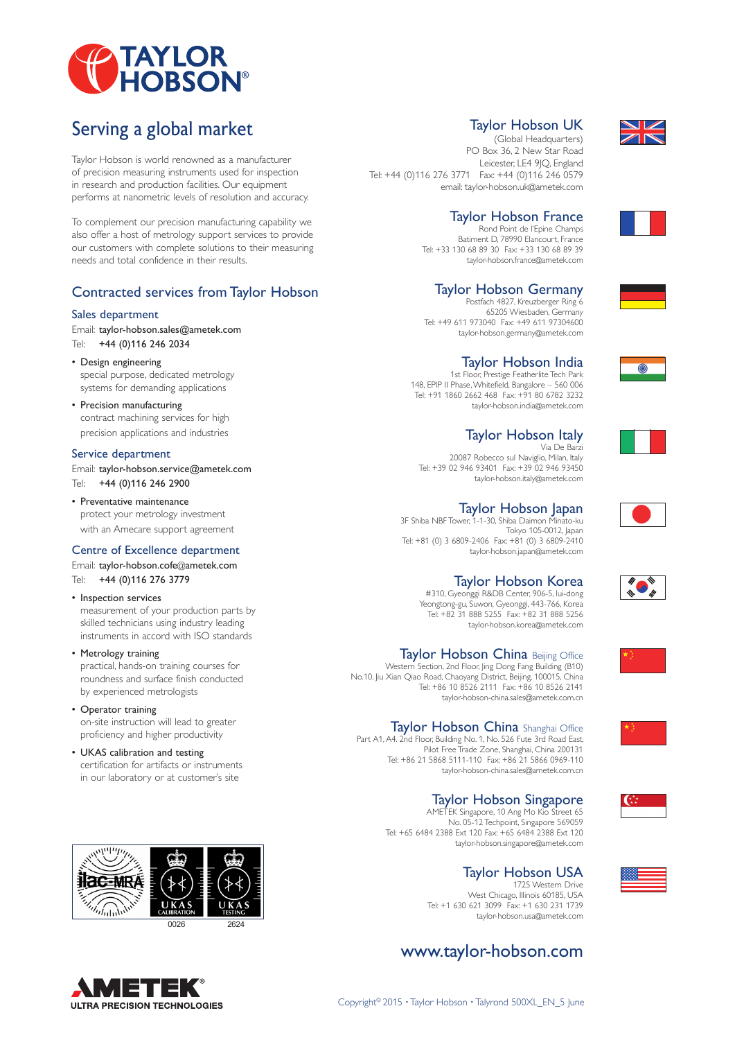# TAYLOR HOBSON®

## Serving a global market

Taylor Hobson is world renowned as a manufacturer of precision measuring instruments used for inspection in research and production facilities. Our equipment performs at nanometric levels of resolution and accuracy.

To complement our precision manufacturing capability we also offer a host of metrology support services to provide our customers with complete solutions to their measuring needs and total confidence in their results.

## Contracted services from Taylor Hobson

### Sales department

Email: taylor-hobson.sales@ametek.com
Tel: +44 (0)116 246 2034

- Design engineering
  special purpose, dedicated metrology systems for demanding applications
- Precision manufacturing
  contract machining services for high precision applications and industries

### Service department

Email: taylor-hobson.service@ametek.com
Tel: +44 (0)116 246 2900

- Preventative maintenance
  protect your metrology investment with an Amecare support agreement

### Centre of Excellence department

Email: taylor-hobson.cofe@ametek.com
Tel: +44 (0)116 276 3779

- Inspection services
  measurement of your production parts by skilled technicians using industry leading instruments in accord with ISO standards
- Metrology training
  practical, hands-on training courses for roundness and surface finish conducted by experienced metrologists
- Operator training
  on-site instruction will lead to greater proficiency and higher productivity
- UKAS calibration and testing
  certification for artifacts or instruments in our laboratory or at customer's site

ilac-MRA · UKAS CALIBRATION 0026 · UKAS TESTING 2624

### Taylor Hobson UK

(Global Headquarters)
PO Box 36, 2 New Star Road
Leicester, LE4 9JQ, England
Tel: +44 (0)116 276 3771 Fax: +44 (0)116 246 0579
email: taylor-hobson.uk@ametek.com

### Taylor Hobson France

Rond Point de l'Epine Champs
Batiment D, 78990 Elancourt, France
Tel: +33 130 68 89 30 Fax: +33 130 68 89 39
taylor-hobson.france@ametek.com

### Taylor Hobson Germany

Postfach 4827, Kreuzberger Ring 6
65205 Wiesbaden, Germany
Tel: +49 611 973040 Fax: +49 611 97304600
taylor-hobson.germany@ametek.com

### Taylor Hobson India

1st Floor, Prestige Featherlite Tech Park
148, EPIP II Phase, Whitefield, Bangalore – 560 006
Tel: +91 1860 2662 468 Fax: +91 80 6782 3232
taylor-hobson.india@ametek.com

### Taylor Hobson Italy

Via De Barzi
20087 Robecco sul Naviglio, Milan, Italy
Tel: +39 02 946 93401 Fax: +39 02 946 93450
taylor-hobson.italy@ametek.com

### Taylor Hobson Japan

3F Shiba NBF Tower, 1-1-30, Shiba Daimon Minato-ku
Tokyo 105-0012, Japan
Tel: +81 (0) 3 6809-2406 Fax: +81 (0) 3 6809-2410
taylor-hobson.japan@ametek.com

### Taylor Hobson Korea

#310, Gyeonggi R&DB Center, 906-5, Iui-dong
Yeongtong-gu, Suwon, Gyeonggi, 443-766, Korea
Tel: +82 31 888 5255 Fax: +82 31 888 5256
taylor-hobson.korea@ametek.com

### Taylor Hobson China Beijing Office

Western Section, 2nd Floor, Jing Dong Fang Building (B10)
No.10, Jiu Xian Qiao Road, Chaoyang District, Beijing, 100015, China
Tel: +86 10 8526 2111 Fax: +86 10 8526 2141
taylor-hobson-china.sales@ametek.com.cn

### Taylor Hobson China Shanghai Office

Part A1, A4. 2nd Floor, Building No. 1, No. 526 Fute 3rd Road East,
Pilot Free Trade Zone, Shanghai, China 200131
Tel: +86 21 5868 5111-110 Fax: +86 21 5866 0969-110
taylor-hobson-china.sales@ametek.com.cn

### Taylor Hobson Singapore

AMETEK Singapore, 10 Ang Mo Kio Street 65
No. 05-12 Techpoint, Singapore 569059
Tel: +65 6484 2388 Ext 120 Fax: +65 6484 2388 Ext 120
taylor-hobson.singapore@ametek.com

### Taylor Hobson USA

1725 Western Drive
West Chicago, Illinois 60185, USA
Tel: +1 630 621 3099 Fax: +1 630 231 1739
taylor-hobson.usa@ametek.com

## www.taylor-hobson.com

AMETEK® ULTRA PRECISION TECHNOLOGIES

Copyright© 2015 · Taylor Hobson · Talyrond 500XL_EN_5 June